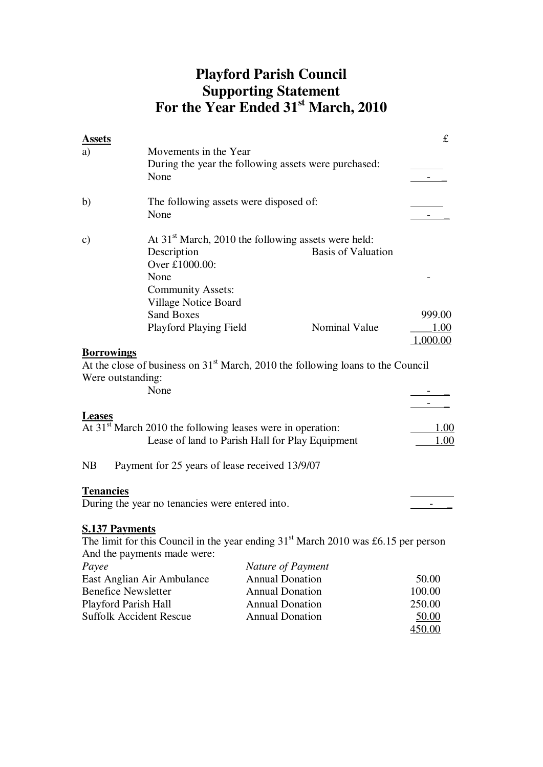# Playford Parish Council
# Supporting Statement
# For the Year Ended 31st March, 2010

**Assets** £

a) Movements in the Year

During the year the following assets were purchased:

| | |
|---|---|
| None | - |

b) The following assets were disposed of:

| | |
|---|---|
| None | - |

c) At 31st March, 2010 the following assets were held:

| Description | Basis of Valuation | |
|---|---|---|
| Over £1000.00: | | |
| None | | - |
| Community Assets: | | |
| Village Notice Board | | |
| Sand Boxes | | 999.00 |
| Playford Playing Field | Nominal Value | 1.00 |
| | | 1,000.00 |

**Borrowings**

At the close of business on 31st March, 2010 the following loans to the Council Were outstanding:

| | |
|---|---|
| None | - |
| | - |

**Leases**

| | |
|---|---|
| At 31st March 2010 the following leases were in operation: | 1.00 |
| Lease of land to Parish Hall for Play Equipment | 1.00 |

NB Payment for 25 years of lease received 13/9/07

**Tenancies**

| | |
|---|---|
| During the year no tenancies were entered into. | - |

**S.137 Payments**

The limit for this Council in the year ending 31st March 2010 was £6.15 per person And the payments made were:

| *Payee* | *Nature of Payment* | |
|---|---|---|
| East Anglian Air Ambulance | Annual Donation | 50.00 |
| Benefice Newsletter | Annual Donation | 100.00 |
| Playford Parish Hall | Annual Donation | 250.00 |
| Suffolk Accident Rescue | Annual Donation | 50.00 |
| | | 450.00 |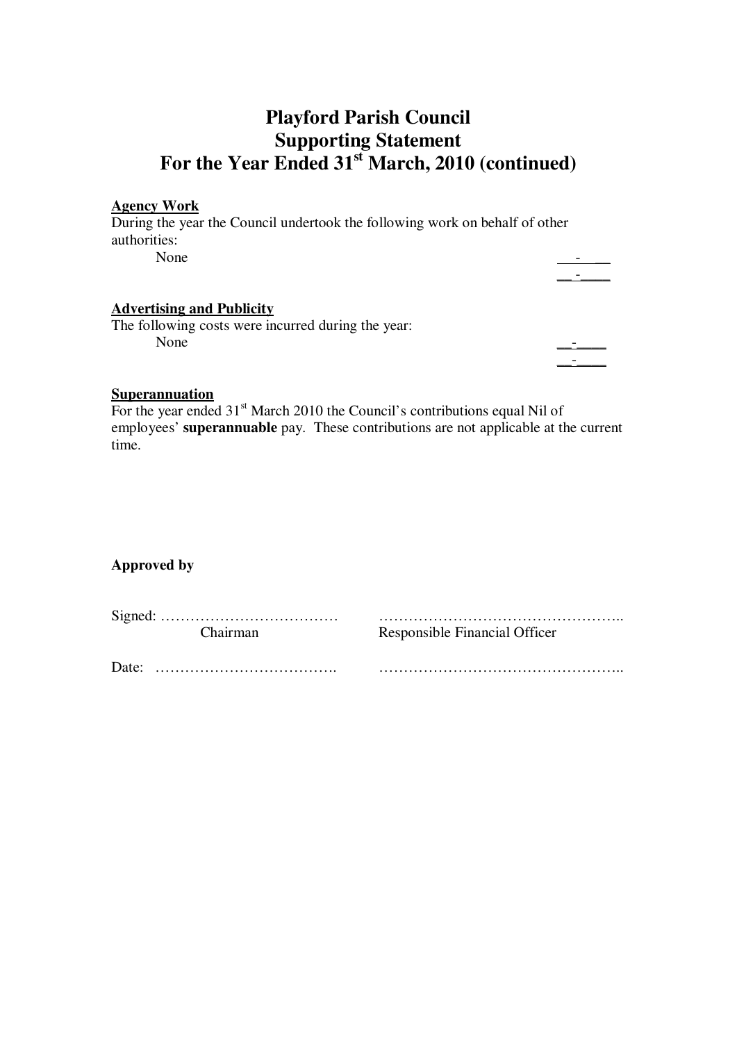# Playford Parish Council
# Supporting Statement
# For the Year Ended 31st March, 2010 (continued)

**Agency Work**

During the year the Council undertook the following work on behalf of other authorities:

| | |
|---|---|
| None | - |
| | - |

**Advertising and Publicity**

The following costs were incurred during the year:

| | |
|---|---|
| None | - |
| | - |

**Superannuation**

For the year ended 31st March 2010 the Council's contributions equal Nil of employees' **superannuable** pay. These contributions are not applicable at the current time.

**Approved by**

| | |
|---|---|
| Signed: ……………………………… | ………………………………………….. |
| Chairman | Responsible Financial Officer |
| Date: ………………………………. | ………………………………………….. |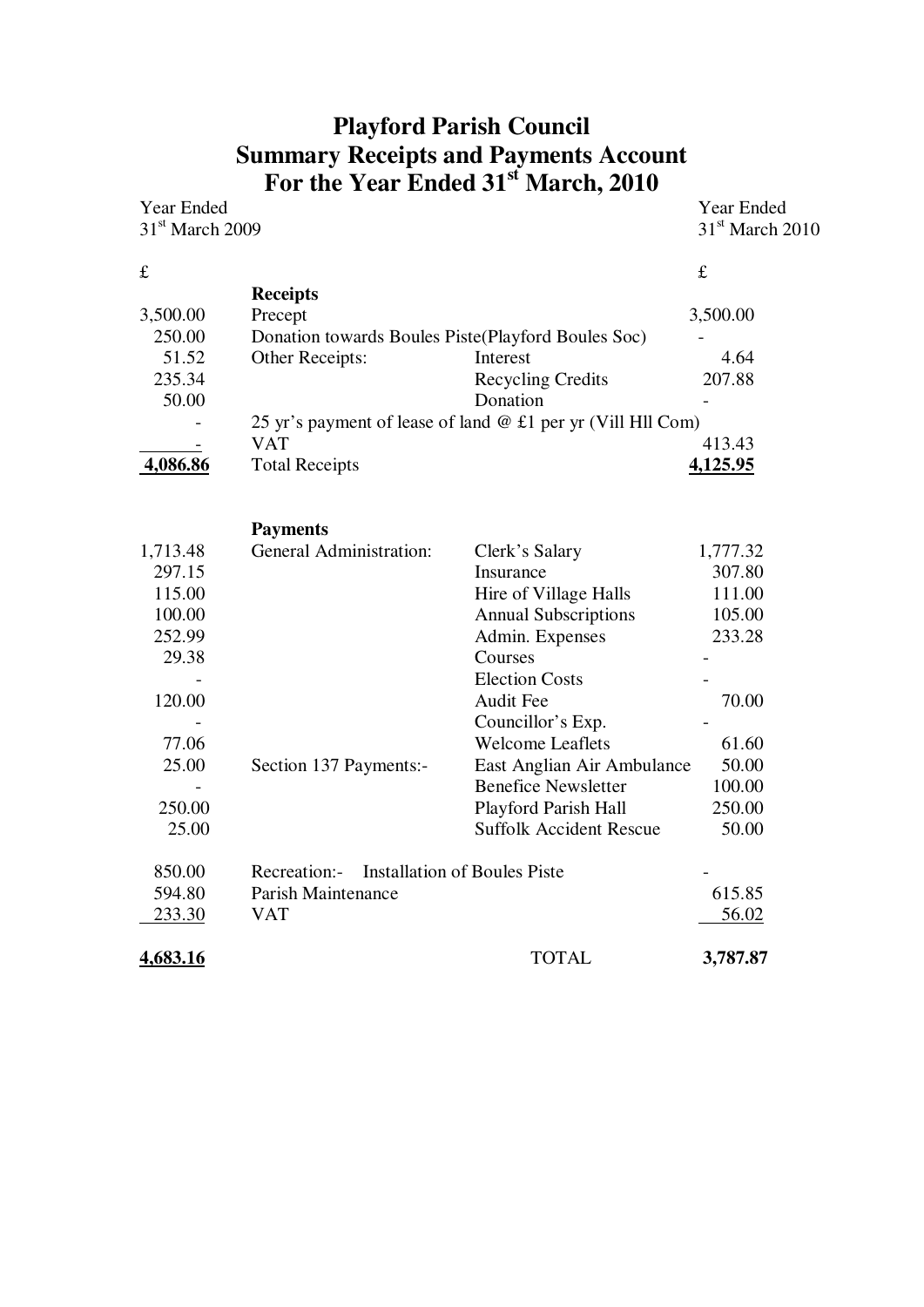# Playford Parish Council
## Summary Receipts and Payments Account
## For the Year Ended 31st March, 2010

| Year Ended 31st March 2009 | | | Year Ended 31st March 2010 |
|---|---|---|---|
| £ | | | £ |
| | **Receipts** | | |
| 3,500.00 | Precept | | 3,500.00 |
| 250.00 | Donation towards Boules Piste(Playford Boules Soc) | | - |
| 51.52 | Other Receipts: | Interest | 4.64 |
| 235.34 | | Recycling Credits | 207.88 |
| 50.00 | | Donation | - |
| - | 25 yr's payment of lease of land @ £1 per yr (Vill Hll Com) | | |
| - | VAT | | 413.43 |
| **4,086.86** | Total Receipts | | **4,125.95** |
| | | | |
| | **Payments** | | |
| 1,713.48 | General Administration: | Clerk's Salary | 1,777.32 |
| 297.15 | | Insurance | 307.80 |
| 115.00 | | Hire of Village Halls | 111.00 |
| 100.00 | | Annual Subscriptions | 105.00 |
| 252.99 | | Admin. Expenses | 233.28 |
| 29.38 | | Courses | - |
| - | | Election Costs | - |
| 120.00 | | Audit Fee | 70.00 |
| - | | Councillor's Exp. | - |
| 77.06 | | Welcome Leaflets | 61.60 |
| 25.00 | Section 137 Payments:- | East Anglian Air Ambulance | 50.00 |
| - | | Benefice Newsletter | 100.00 |
| 250.00 | | Playford Parish Hall | 250.00 |
| 25.00 | | Suffolk Accident Rescue | 50.00 |
| | | | |
| 850.00 | Recreation:- Installation of Boules Piste | | - |
| 594.80 | Parish Maintenance | | 615.85 |
| 233.30 | VAT | | 56.02 |
| | | | |
| **4,683.16** | | TOTAL | **3,787.87** |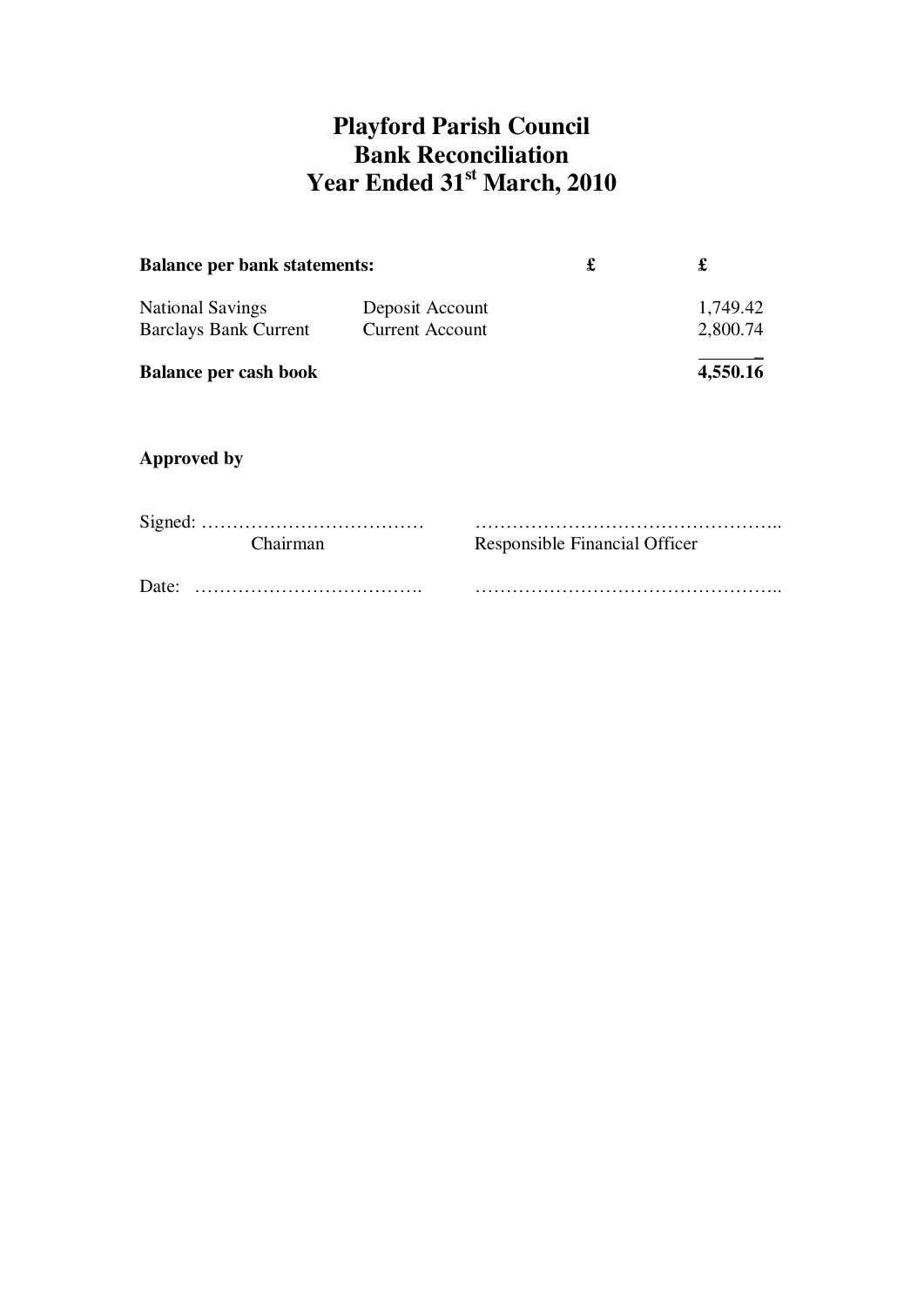# Playford Parish Council
# Bank Reconciliation
# Year Ended 31st March, 2010

| **Balance per bank statements:** | | **£** | **£** |
|---|---|---|---|
| National Savings | Deposit Account | | 1,749.42 |
| Barclays Bank Current | Current Account | | 2,800.74 |
| **Balance per cash book** | | | **4,550.16** |

**Approved by**

Signed: ……………………………… ……………………………………………..
Chairman Responsible Financial Officer

Date: ………………………………. ……………………………………………..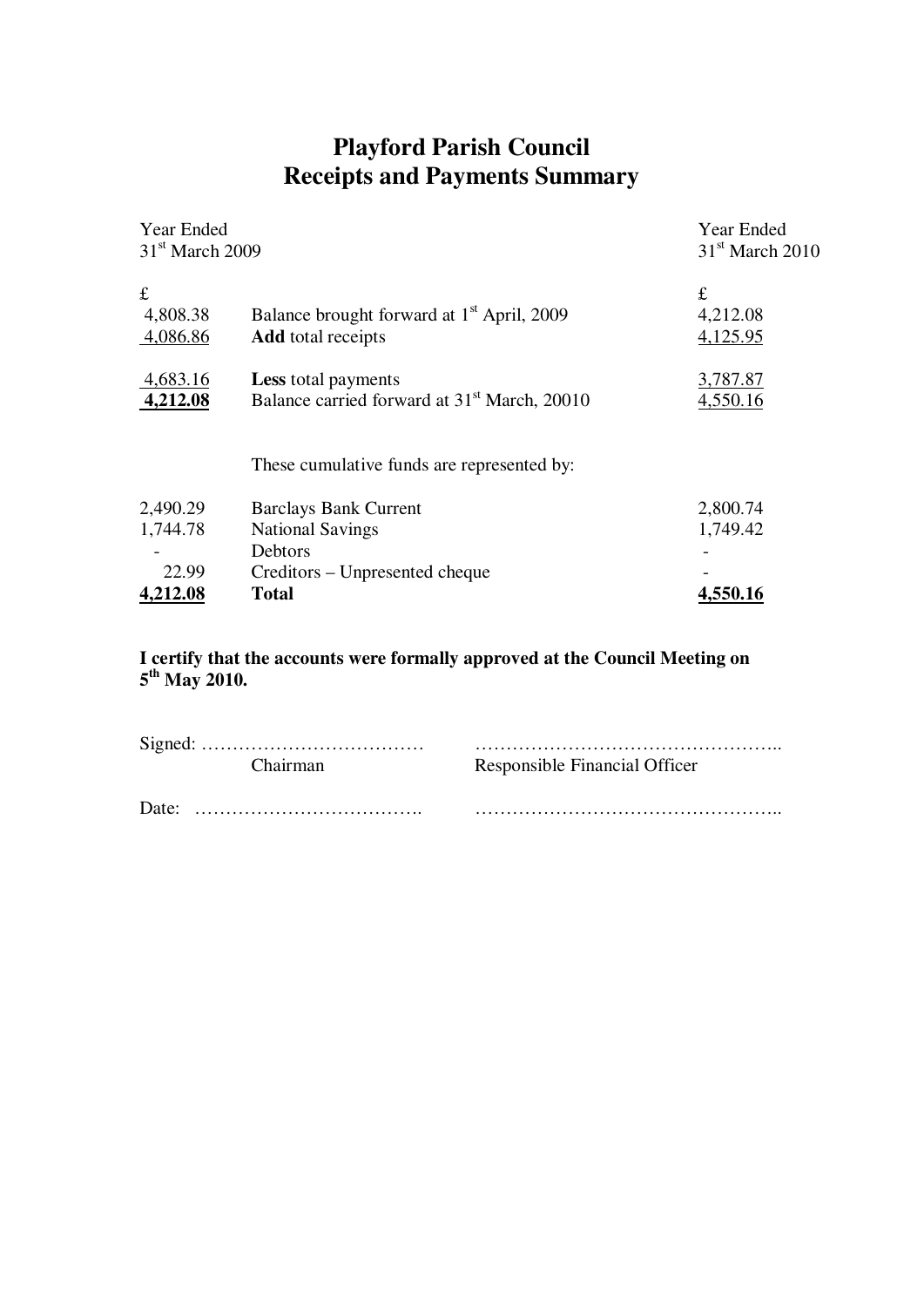# Playford Parish Council
# Receipts and Payments Summary

| Year Ended 31st March 2009 | | Year Ended 31st March 2010 |
|---|---|---|
| £ | | £ |
| 4,808.38 | Balance brought forward at 1st April, 2009 | 4,212.08 |
| 4,086.86 | **Add** total receipts | 4,125.95 |
| 4,683.16 | **Less** total payments | 3,787.87 |
| **4,212.08** | Balance carried forward at 31st March, 20010 | 4,550.16 |

These cumulative funds are represented by:

| | | |
|---|---|---|
| 2,490.29 | Barclays Bank Current | 2,800.74 |
| 1,744.78 | National Savings | 1,749.42 |
| - | Debtors | - |
| 22.99 | Creditors – Unpresented cheque | - |
| **4,212.08** | **Total** | **4,550.16** |

**I certify that the accounts were formally approved at the Council Meeting on 5th May 2010.**

Signed: ……………………………… ………………………………………..
Chairman Responsible Financial Officer

Date: ………………………………. ………………………………………..